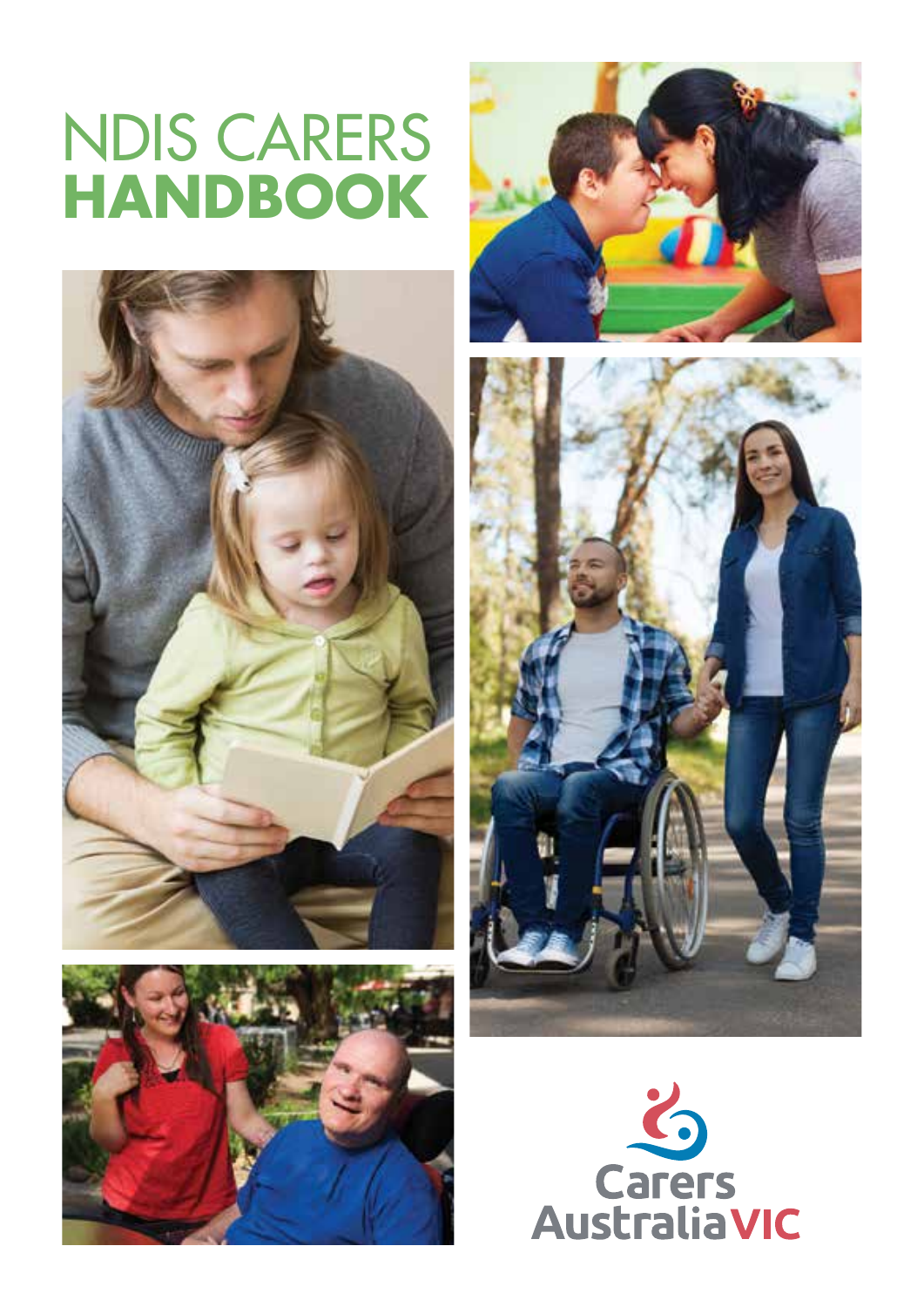# NDIS CARERS HANDBOOK

Carers Australia VIC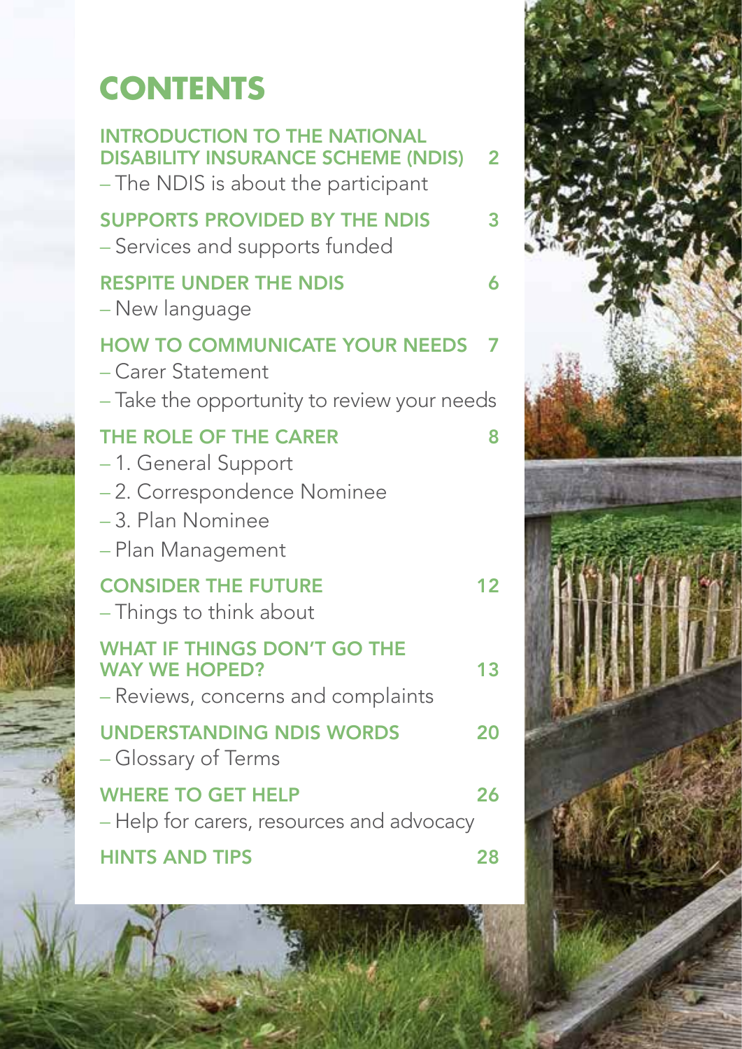# CONTENTS

**INTRODUCTION TO THE NATIONAL DISABILITY INSURANCE SCHEME (NDIS)** 2
– The NDIS is about the participant

**SUPPORTS PROVIDED BY THE NDIS** 3
– Services and supports funded

**RESPITE UNDER THE NDIS** 6
– New language

**HOW TO COMMUNICATE YOUR NEEDS** 7
– Carer Statement
– Take the opportunity to review your needs

**THE ROLE OF THE CARER** 8
– 1. General Support
– 2. Correspondence Nominee
– 3. Plan Nominee
– Plan Management

**CONSIDER THE FUTURE** 12
– Things to think about

**WHAT IF THINGS DON'T GO THE WAY WE HOPED?** 13
– Reviews, concerns and complaints

**UNDERSTANDING NDIS WORDS** 20
– Glossary of Terms

**WHERE TO GET HELP** 26
– Help for carers, resources and advocacy

**HINTS AND TIPS** 28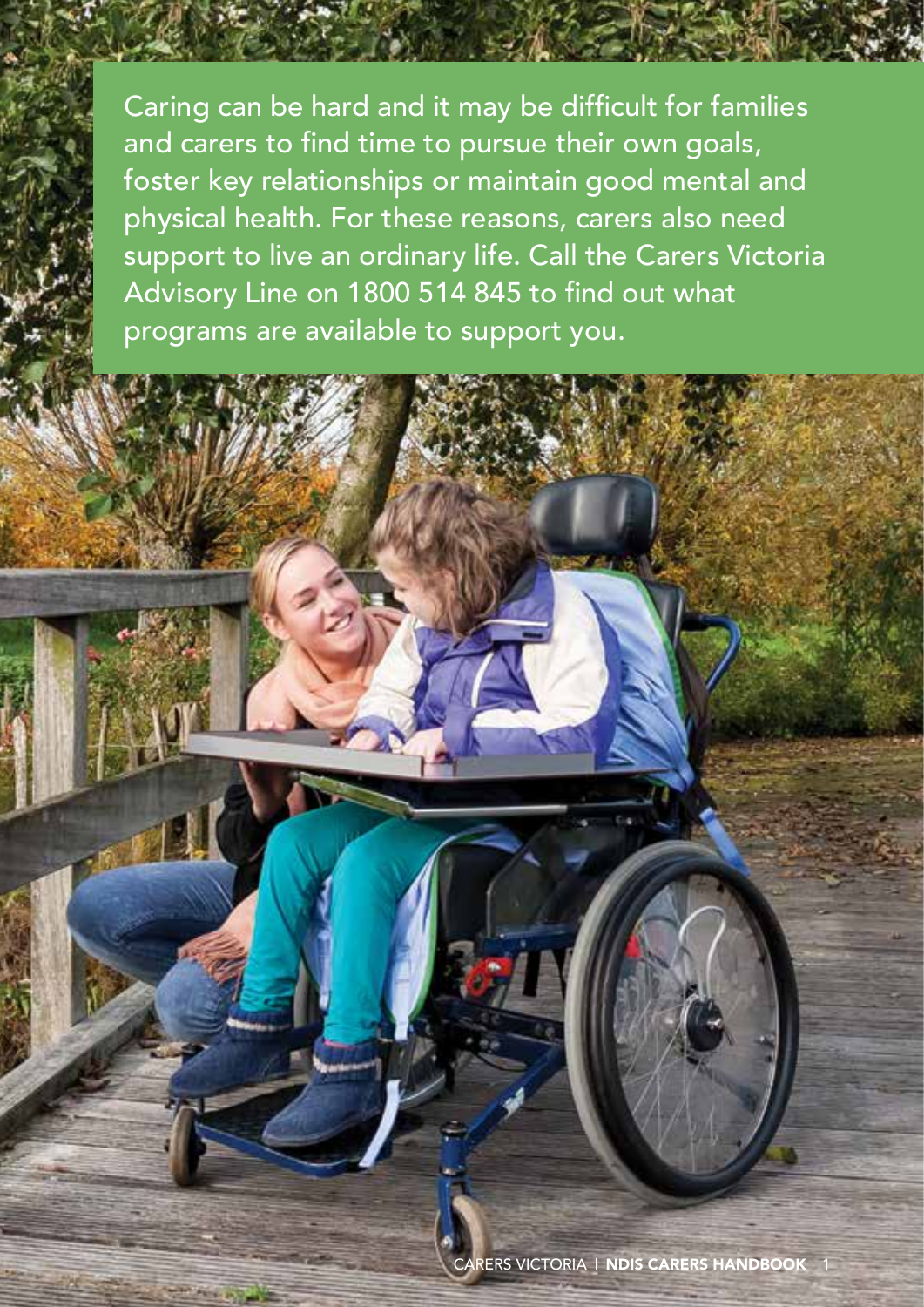Caring can be hard and it may be difficult for families and carers to find time to pursue their own goals, foster key relationships or maintain good mental and physical health. For these reasons, carers also need support to live an ordinary life. Call the Carers Victoria Advisory Line on 1800 514 845 to find out what programs are available to support you.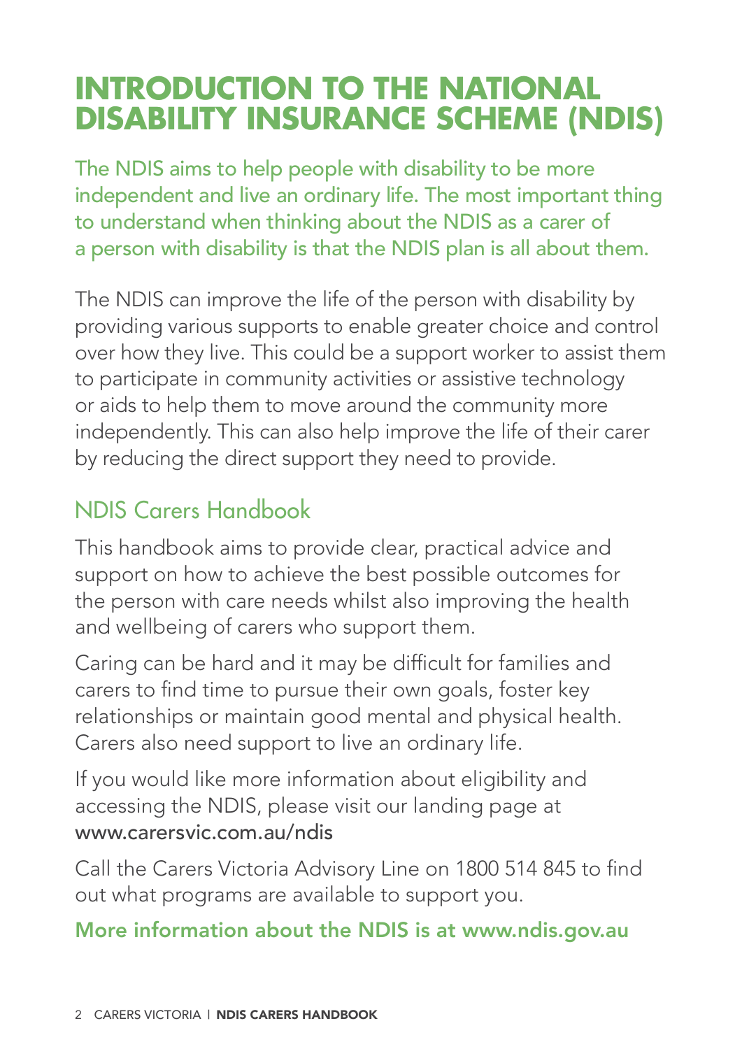# INTRODUCTION TO THE NATIONAL DISABILITY INSURANCE SCHEME (NDIS)

The NDIS aims to help people with disability to be more independent and live an ordinary life. The most important thing to understand when thinking about the NDIS as a carer of a person with disability is that the NDIS plan is all about them.

The NDIS can improve the life of the person with disability by providing various supports to enable greater choice and control over how they live. This could be a support worker to assist them to participate in community activities or assistive technology or aids to help them to move around the community more independently. This can also help improve the life of their carer by reducing the direct support they need to provide.

## NDIS Carers Handbook

This handbook aims to provide clear, practical advice and support on how to achieve the best possible outcomes for the person with care needs whilst also improving the health and wellbeing of carers who support them.

Caring can be hard and it may be difficult for families and carers to find time to pursue their own goals, foster key relationships or maintain good mental and physical health. Carers also need support to live an ordinary life.

If you would like more information about eligibility and accessing the NDIS, please visit our landing page at www.carersvic.com.au/ndis

Call the Carers Victoria Advisory Line on 1800 514 845 to find out what programs are available to support you.

**More information about the NDIS is at www.ndis.gov.au**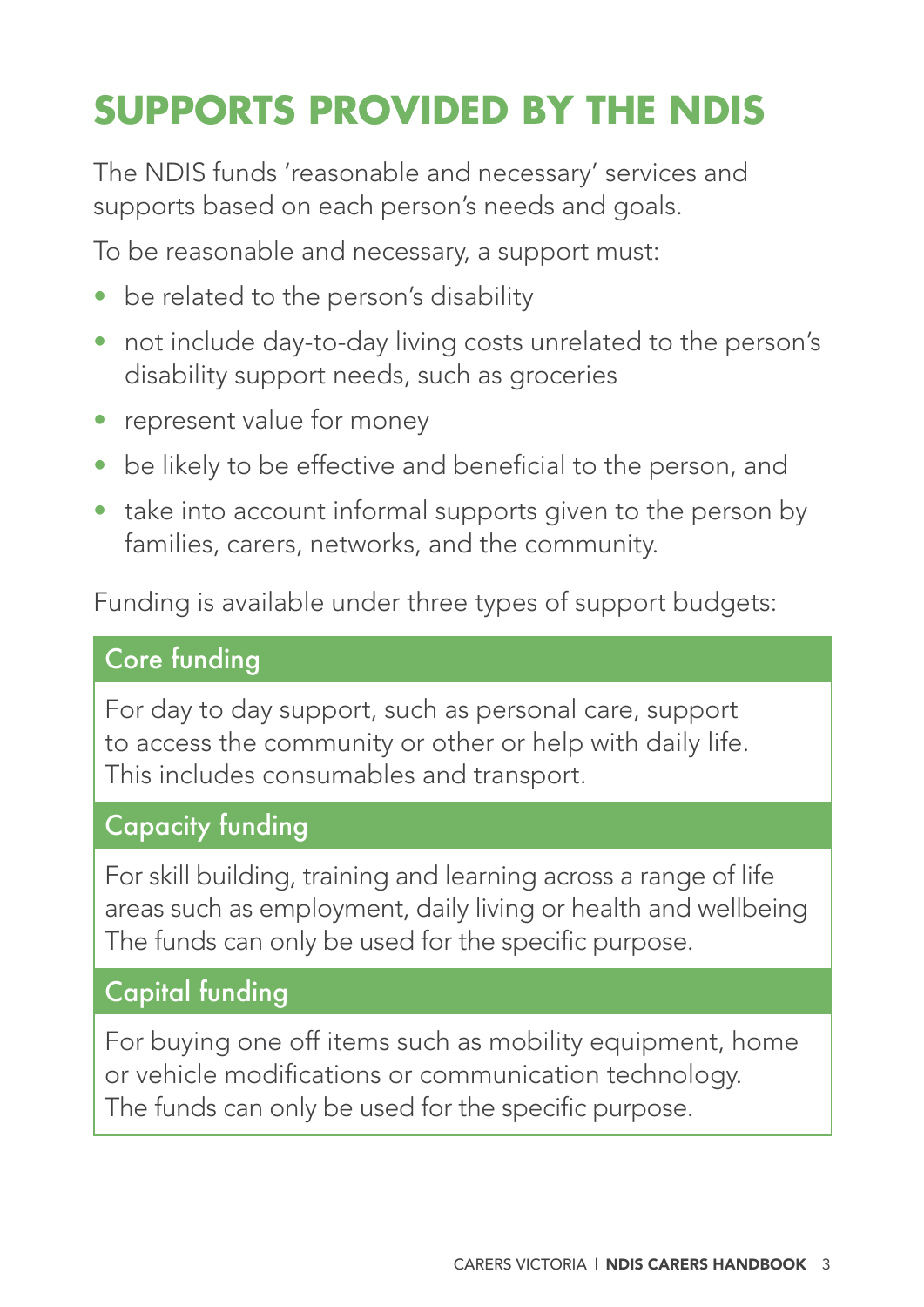# SUPPORTS PROVIDED BY THE NDIS

The NDIS funds 'reasonable and necessary' services and supports based on each person's needs and goals.

To be reasonable and necessary, a support must:

- be related to the person's disability
- not include day-to-day living costs unrelated to the person's disability support needs, such as groceries
- represent value for money
- be likely to be effective and beneficial to the person, and
- take into account informal supports given to the person by families, carers, networks, and the community.

Funding is available under three types of support budgets:

| Core funding |
| --- |
| For day to day support, such as personal care, support to access the community or other or help with daily life. This includes consumables and transport. |
| **Capacity funding** |
| For skill building, training and learning across a range of life areas such as employment, daily living or health and wellbeing The funds can only be used for the specific purpose. |
| **Capital funding** |
| For buying one off items such as mobility equipment, home or vehicle modifications or communication technology. The funds can only be used for the specific purpose. |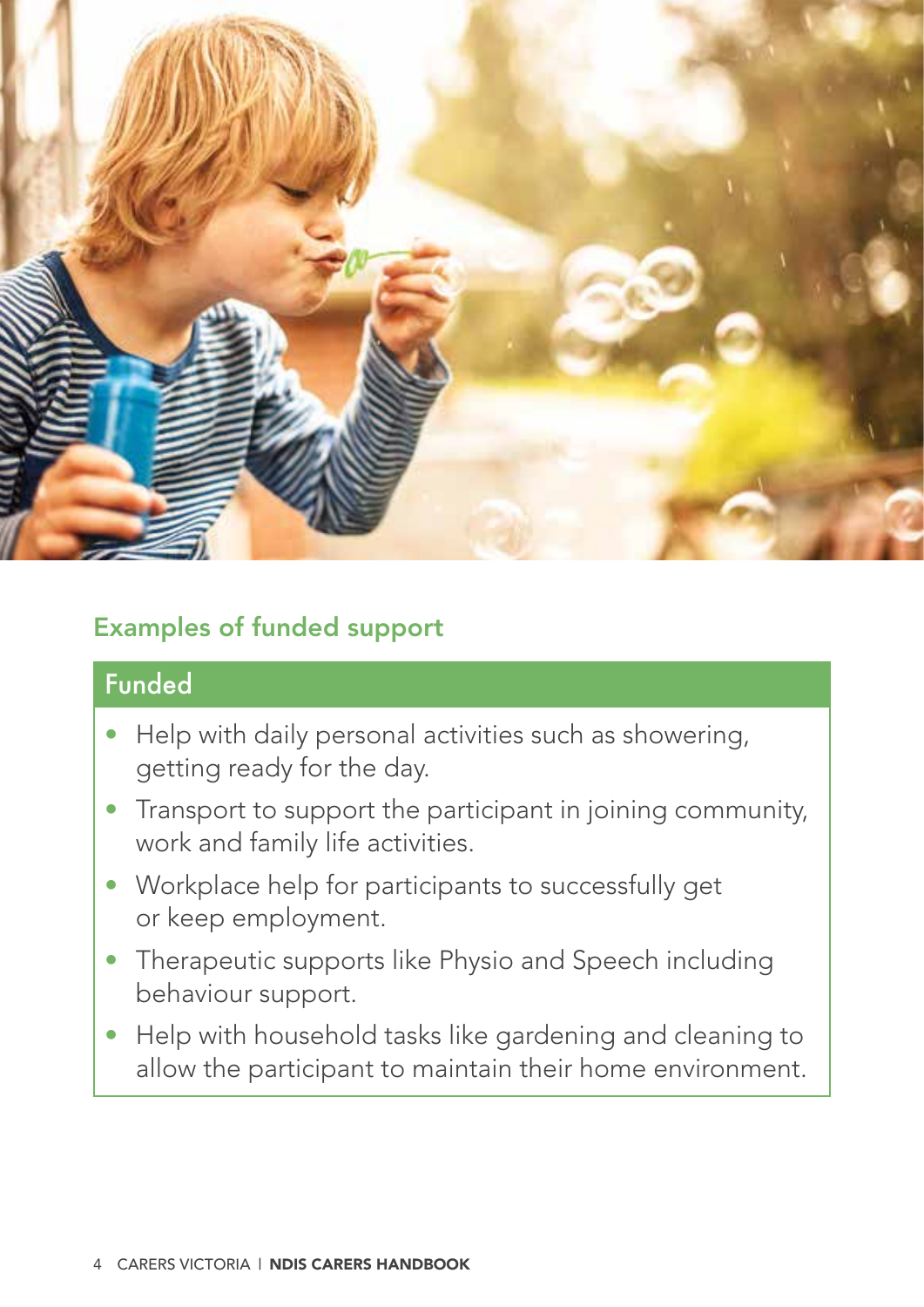## Examples of funded support

| Funded |
| --- |
| • Help with daily personal activities such as showering, getting ready for the day.<br>• Transport to support the participant in joining community, work and family life activities.<br>• Workplace help for participants to successfully get or keep employment.<br>• Therapeutic supports like Physio and Speech including behaviour support.<br>• Help with household tasks like gardening and cleaning to allow the participant to maintain their home environment. |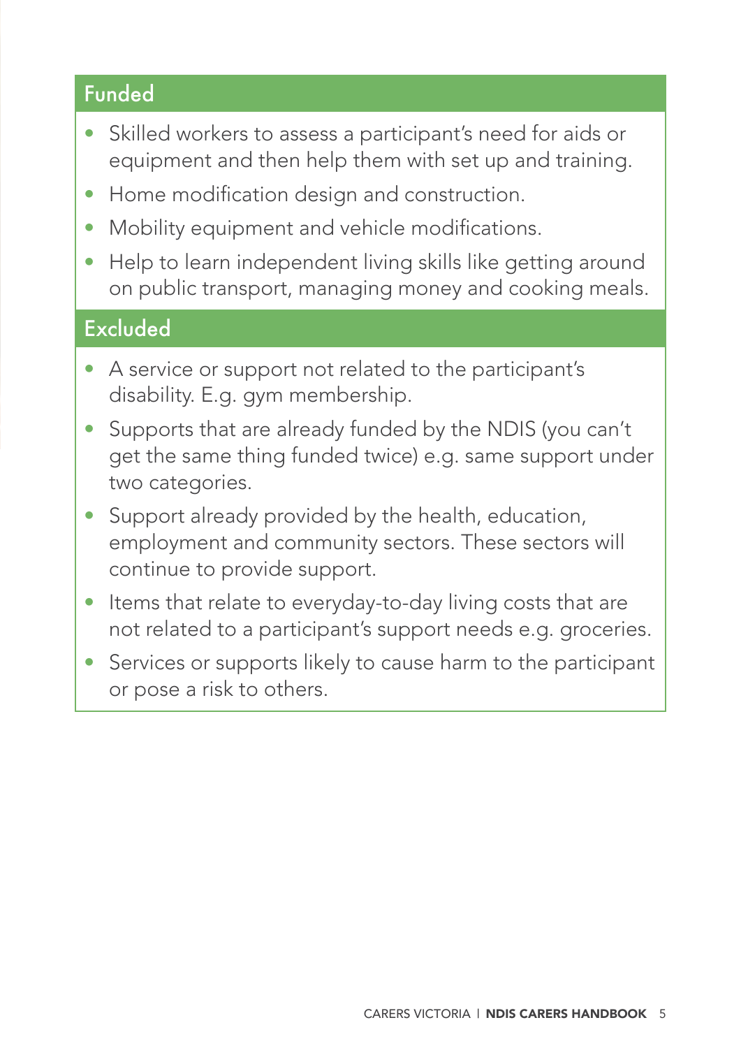### Funded

- Skilled workers to assess a participant's need for aids or equipment and then help them with set up and training.
- Home modification design and construction.
- Mobility equipment and vehicle modifications.
- Help to learn independent living skills like getting around on public transport, managing money and cooking meals.

### Excluded

- A service or support not related to the participant's disability. E.g. gym membership.
- Supports that are already funded by the NDIS (you can't get the same thing funded twice) e.g. same support under two categories.
- Support already provided by the health, education, employment and community sectors. These sectors will continue to provide support.
- Items that relate to everyday-to-day living costs that are not related to a participant's support needs e.g. groceries.
- Services or supports likely to cause harm to the participant or pose a risk to others.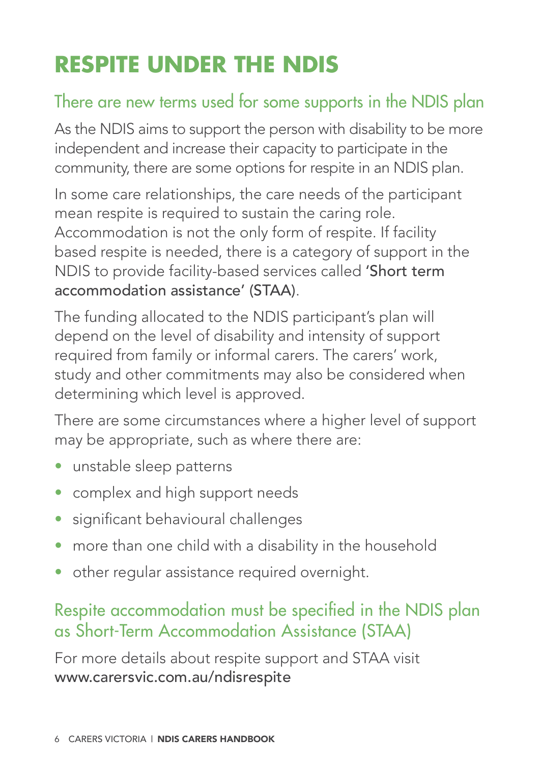# RESPITE UNDER THE NDIS

## There are new terms used for some supports in the NDIS plan

As the NDIS aims to support the person with disability to be more independent and increase their capacity to participate in the community, there are some options for respite in an NDIS plan.

In some care relationships, the care needs of the participant mean respite is required to sustain the caring role. Accommodation is not the only form of respite. If facility based respite is needed, there is a category of support in the NDIS to provide facility-based services called 'Short term accommodation assistance' (STAA).

The funding allocated to the NDIS participant's plan will depend on the level of disability and intensity of support required from family or informal carers. The carers' work, study and other commitments may also be considered when determining which level is approved.

There are some circumstances where a higher level of support may be appropriate, such as where there are:

- unstable sleep patterns
- complex and high support needs
- significant behavioural challenges
- more than one child with a disability in the household
- other regular assistance required overnight.

## Respite accommodation must be specified in the NDIS plan as Short-Term Accommodation Assistance (STAA)

For more details about respite support and STAA visit www.carersvic.com.au/ndisrespite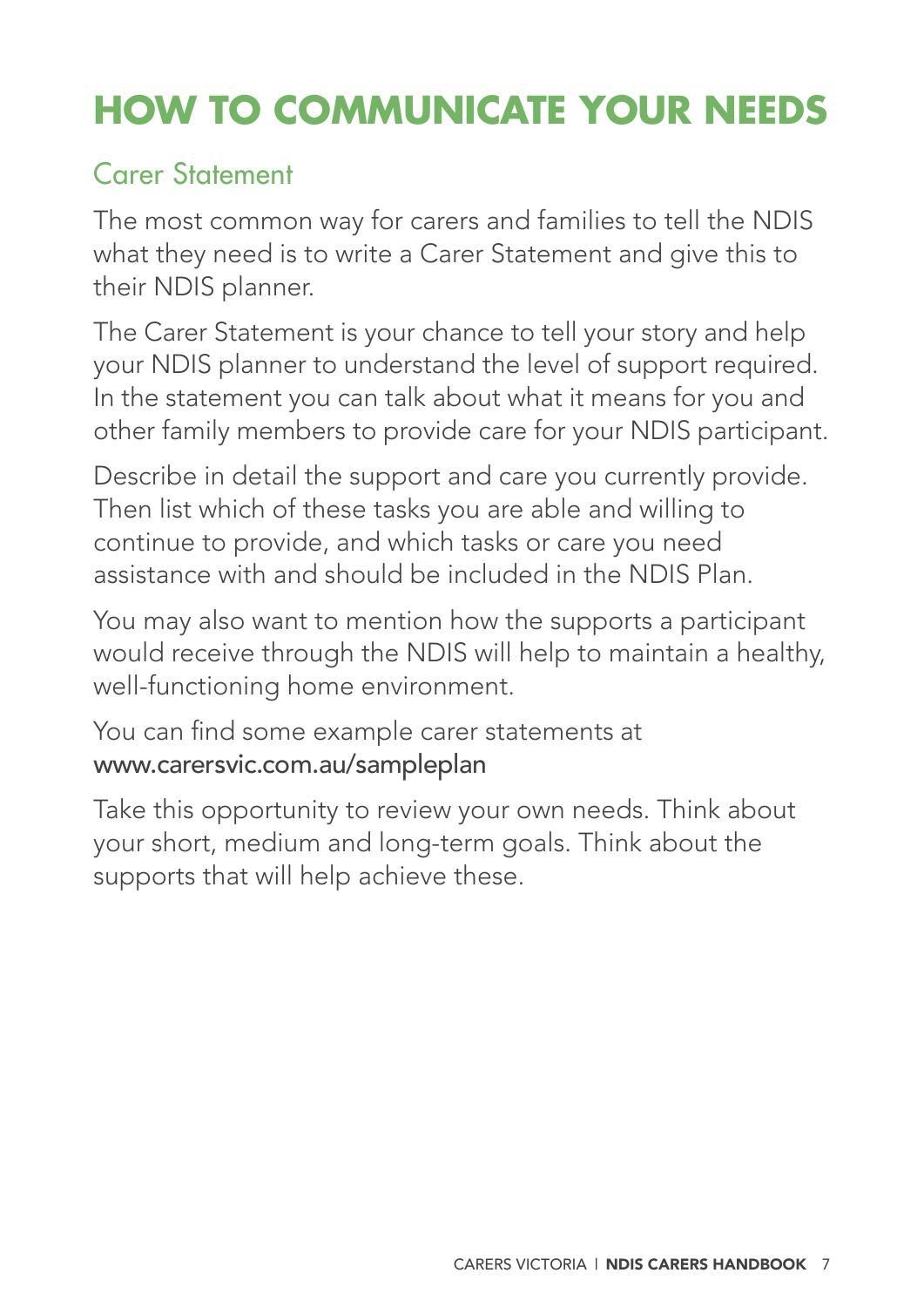# HOW TO COMMUNICATE YOUR NEEDS

## Carer Statement

The most common way for carers and families to tell the NDIS what they need is to write a Carer Statement and give this to their NDIS planner.

The Carer Statement is your chance to tell your story and help your NDIS planner to understand the level of support required. In the statement you can talk about what it means for you and other family members to provide care for your NDIS participant.

Describe in detail the support and care you currently provide. Then list which of these tasks you are able and willing to continue to provide, and which tasks or care you need assistance with and should be included in the NDIS Plan.

You may also want to mention how the supports a participant would receive through the NDIS will help to maintain a healthy, well-functioning home environment.

You can find some example carer statements at www.carersvic.com.au/sampleplan

Take this opportunity to review your own needs. Think about your short, medium and long-term goals. Think about the supports that will help achieve these.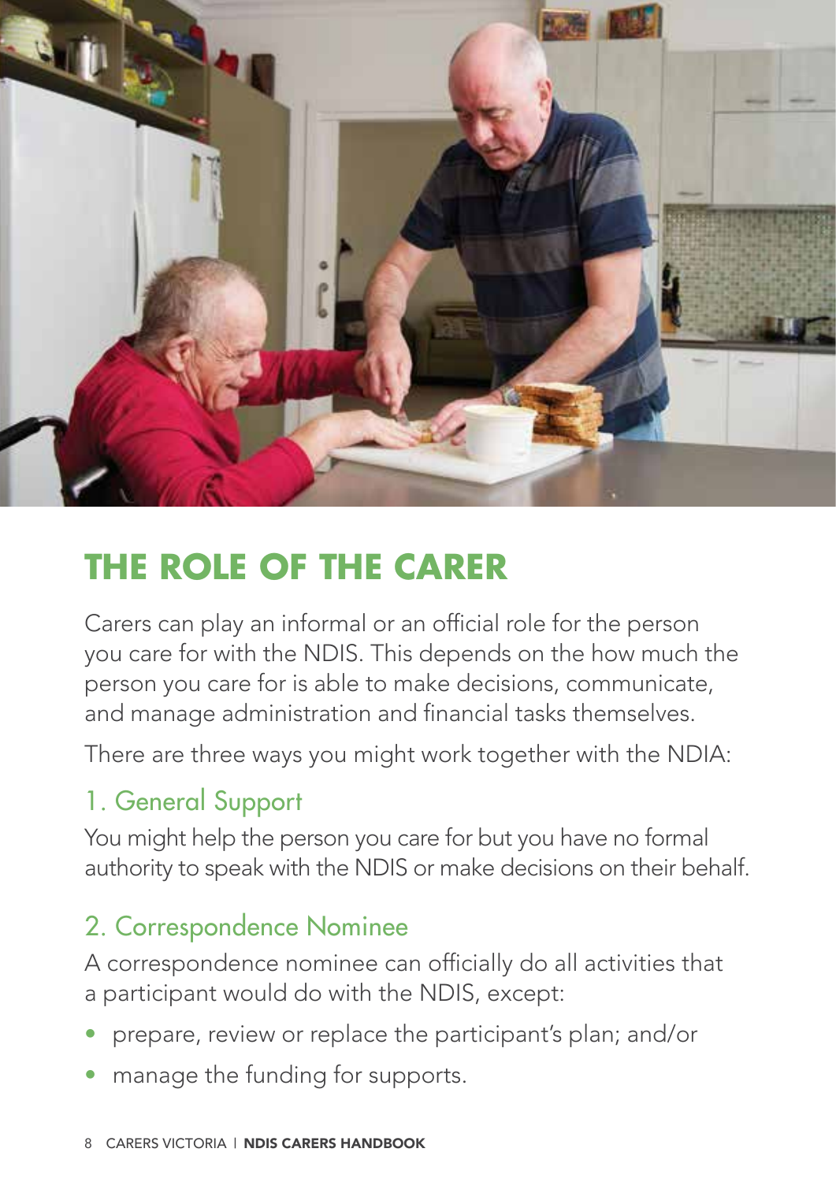# THE ROLE OF THE CARER

Carers can play an informal or an official role for the person you care for with the NDIS. This depends on the how much the person you care for is able to make decisions, communicate, and manage administration and financial tasks themselves.

There are three ways you might work together with the NDIA:

## 1. General Support

You might help the person you care for but you have no formal authority to speak with the NDIS or make decisions on their behalf.

## 2. Correspondence Nominee

A correspondence nominee can officially do all activities that a participant would do with the NDIS, except:

- prepare, review or replace the participant's plan; and/or
- manage the funding for supports.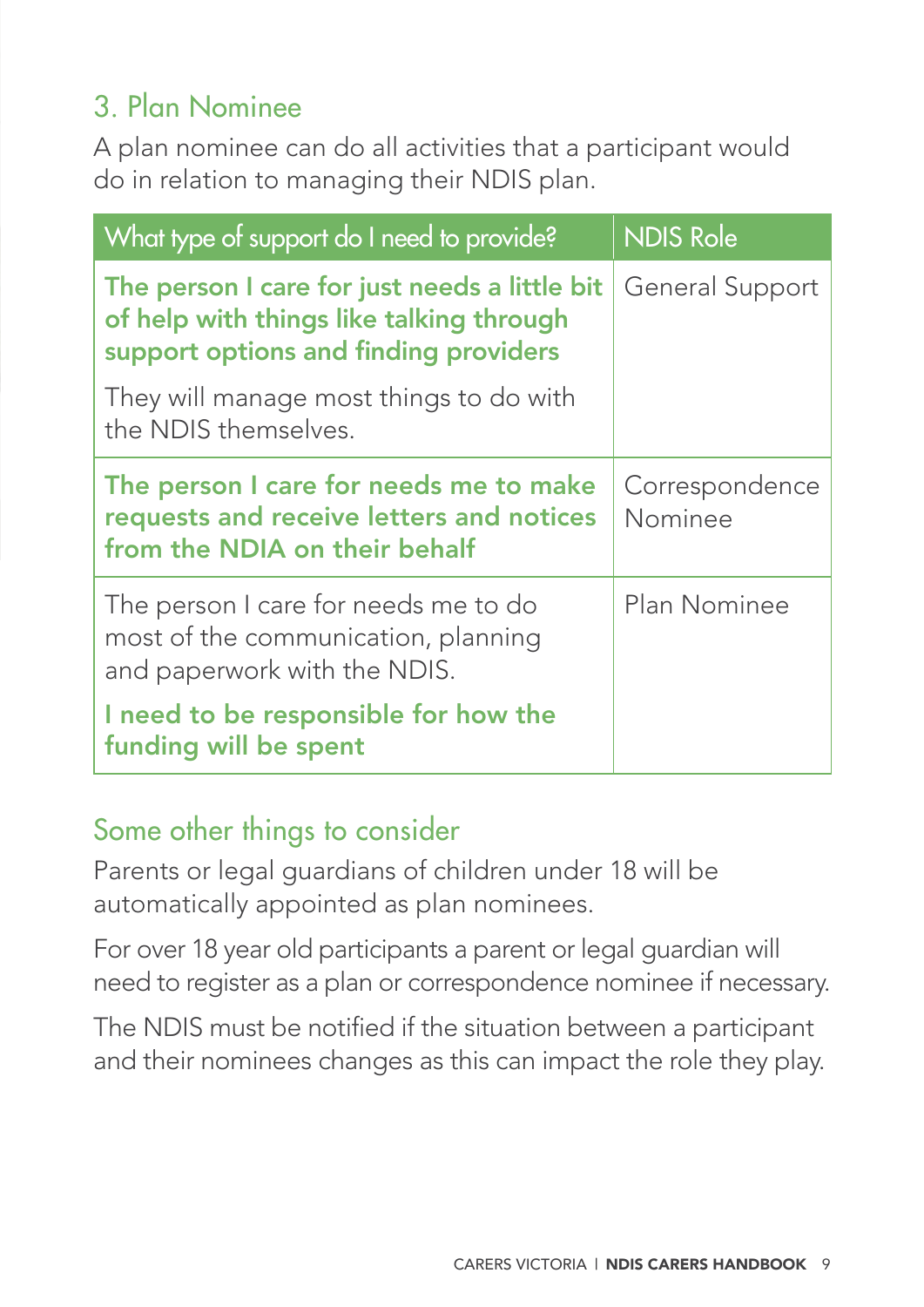### 3. Plan Nominee

A plan nominee can do all activities that a participant would do in relation to managing their NDIS plan.

| What type of support do I need to provide? | NDIS Role |
| --- | --- |
| **The person I care for just needs a little bit of help with things like talking through support options and finding providers** They will manage most things to do with the NDIS themselves. | General Support |
| **The person I care for needs me to make requests and receive letters and notices from the NDIA on their behalf** | Correspondence Nominee |
| The person I care for needs me to do most of the communication, planning and paperwork with the NDIS. **I need to be responsible for how the funding will be spent** | Plan Nominee |

### Some other things to consider

Parents or legal guardians of children under 18 will be automatically appointed as plan nominees.

For over 18 year old participants a parent or legal guardian will need to register as a plan or correspondence nominee if necessary.

The NDIS must be notified if the situation between a participant and their nominees changes as this can impact the role they play.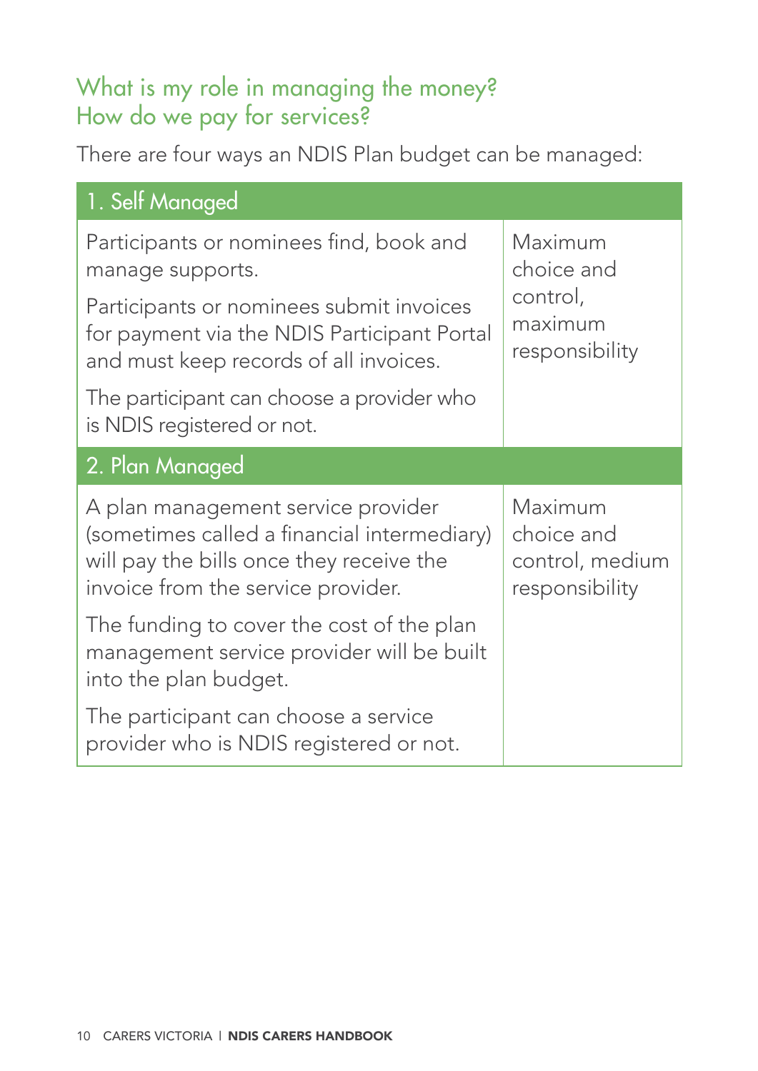## What is my role in managing the money? How do we pay for services?

There are four ways an NDIS Plan budget can be managed:

| 1. Self Managed | |
|---|---|
| Participants or nominees find, book and manage supports.<br><br>Participants or nominees submit invoices for payment via the NDIS Participant Portal and must keep records of all invoices.<br><br>The participant can choose a provider who is NDIS registered or not. | Maximum choice and control, maximum responsibility |
| **2. Plan Managed** | |
| A plan management service provider (sometimes called a financial intermediary) will pay the bills once they receive the invoice from the service provider.<br><br>The funding to cover the cost of the plan management service provider will be built into the plan budget.<br><br>The participant can choose a service provider who is NDIS registered or not. | Maximum choice and control, medium responsibility |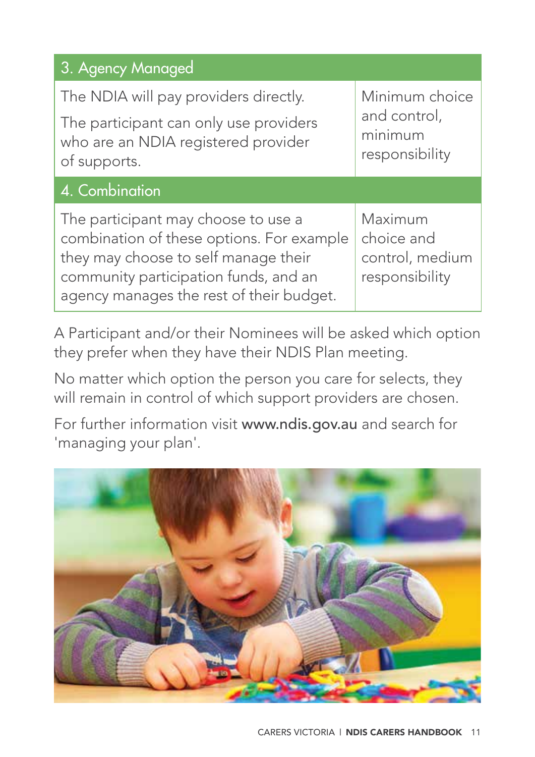| 3. Agency Managed | |
|---|---|
| The NDIA will pay providers directly. The participant can only use providers who are an NDIA registered provider of supports. | Minimum choice and control, minimum responsibility |
| **4. Combination** | |
| The participant may choose to use a combination of these options. For example they may choose to self manage their community participation funds, and an agency manages the rest of their budget. | Maximum choice and control, medium responsibility |

A Participant and/or their Nominees will be asked which option they prefer when they have their NDIS Plan meeting.

No matter which option the person you care for selects, they will remain in control of which support providers are chosen.

For further information visit **www.ndis.gov.au** and search for 'managing your plan'.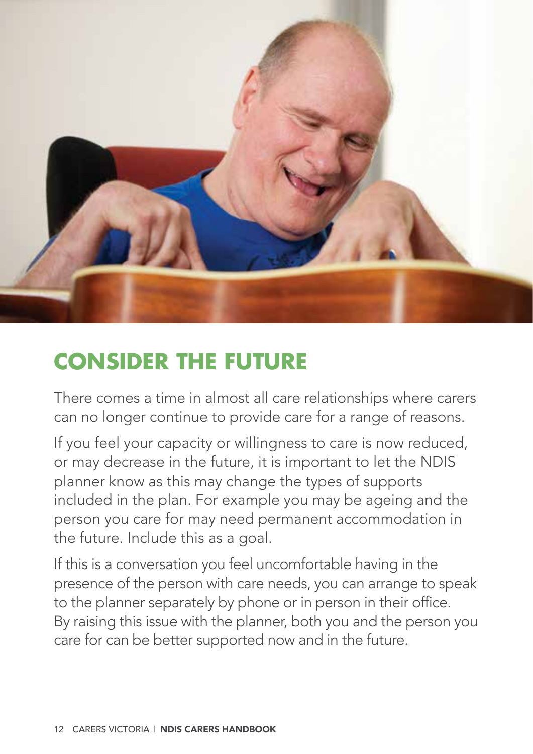# CONSIDER THE FUTURE

There comes a time in almost all care relationships where carers can no longer continue to provide care for a range of reasons.

If you feel your capacity or willingness to care is now reduced, or may decrease in the future, it is important to let the NDIS planner know as this may change the types of supports included in the plan. For example you may be ageing and the person you care for may need permanent accommodation in the future. Include this as a goal.

If this is a conversation you feel uncomfortable having in the presence of the person with care needs, you can arrange to speak to the planner separately by phone or in person in their office. By raising this issue with the planner, both you and the person you care for can be better supported now and in the future.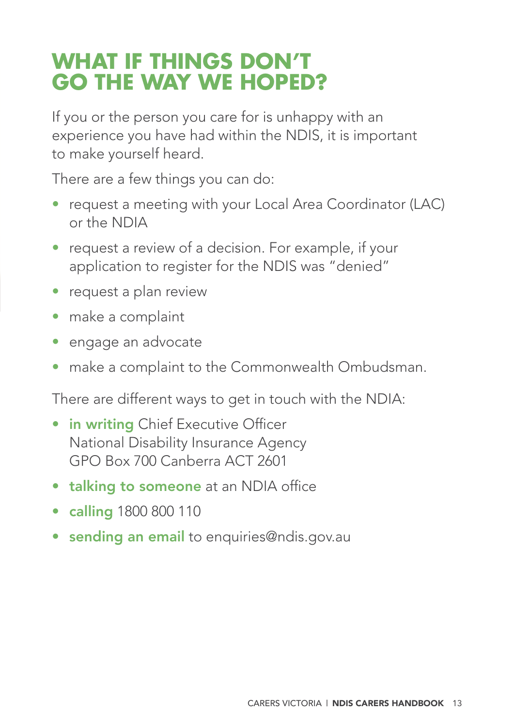# WHAT IF THINGS DON'T GO THE WAY WE HOPED?

If you or the person you care for is unhappy with an experience you have had within the NDIS, it is important to make yourself heard.

There are a few things you can do:

- request a meeting with your Local Area Coordinator (LAC) or the NDIA
- request a review of a decision. For example, if your application to register for the NDIS was "denied"
- request a plan review
- make a complaint
- engage an advocate
- make a complaint to the Commonwealth Ombudsman.

There are different ways to get in touch with the NDIA:

- **in writing** Chief Executive Officer
  National Disability Insurance Agency
  GPO Box 700 Canberra ACT 2601
- **talking to someone** at an NDIA office
- **calling** 1800 800 110
- **sending an email** to enquiries@ndis.gov.au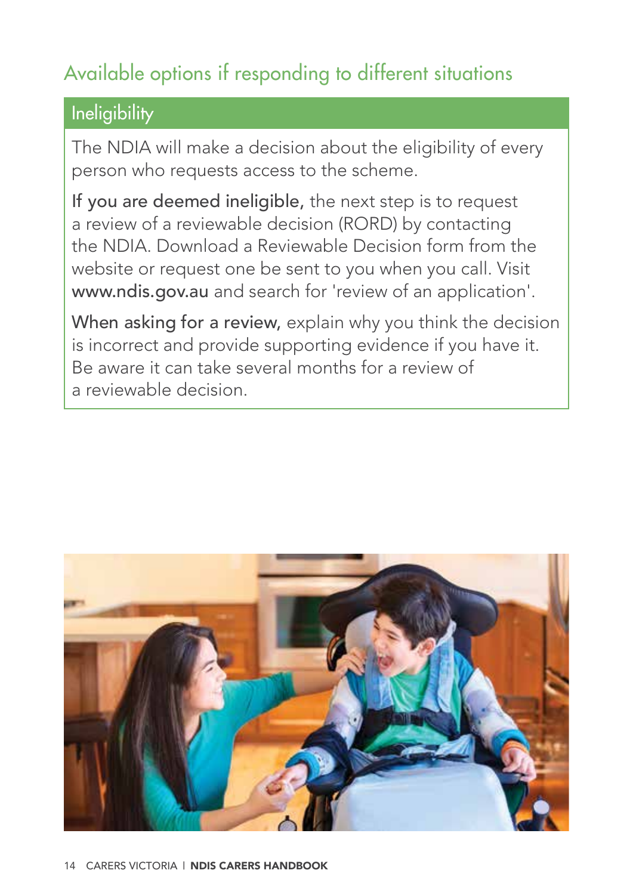## Available options if responding to different situations

### Ineligibility

The NDIA will make a decision about the eligibility of every person who requests access to the scheme.

**If you are deemed ineligible,** the next step is to request a review of a reviewable decision (RORD) by contacting the NDIA. Download a Reviewable Decision form from the website or request one be sent to you when you call. Visit **www.ndis.gov.au** and search for 'review of an application'.

**When asking for a review,** explain why you think the decision is incorrect and provide supporting evidence if you have it. Be aware it can take several months for a review of a reviewable decision.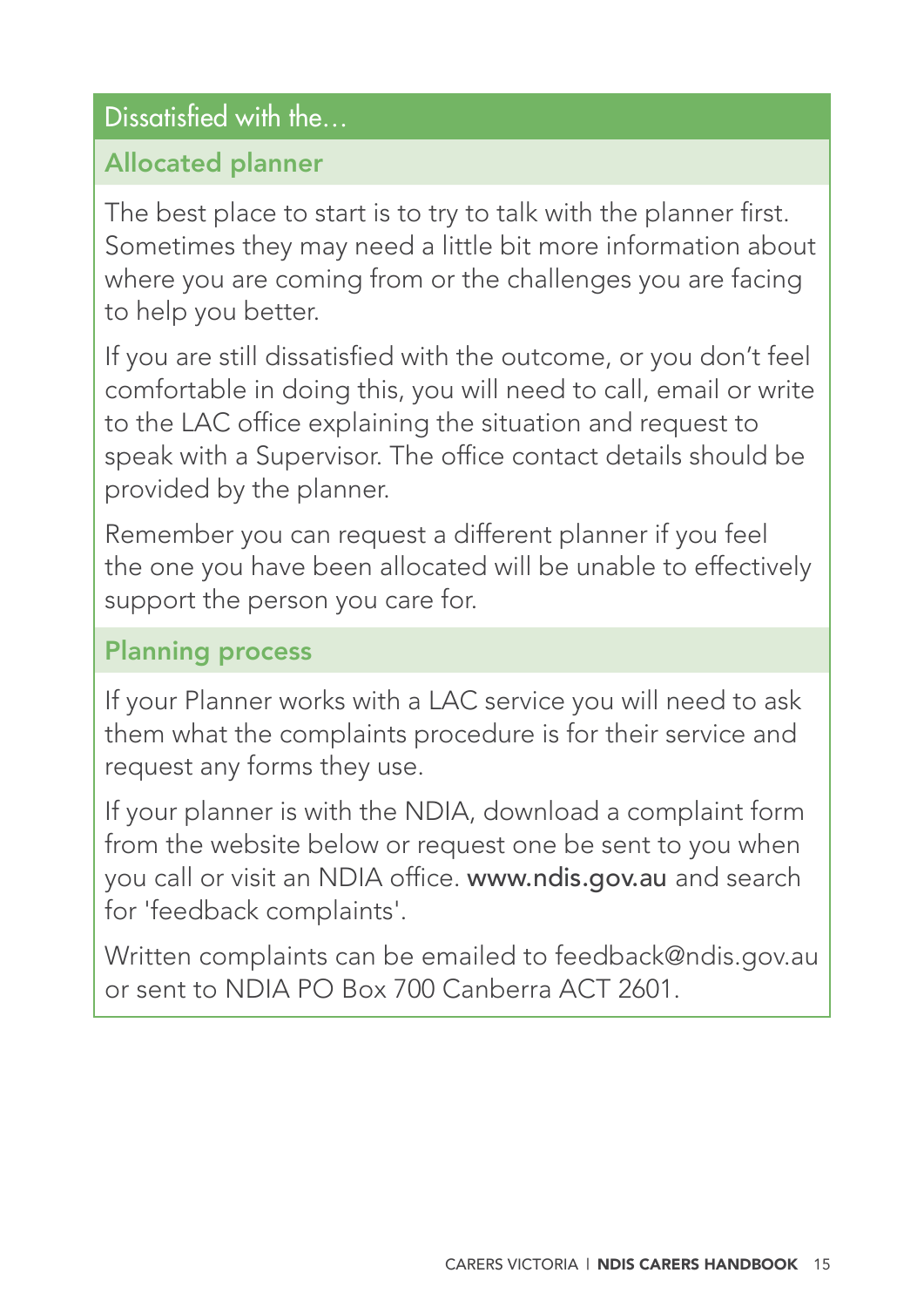## Dissatisfied with the…

### Allocated planner

The best place to start is to try to talk with the planner first. Sometimes they may need a little bit more information about where you are coming from or the challenges you are facing to help you better.

If you are still dissatisfied with the outcome, or you don't feel comfortable in doing this, you will need to call, email or write to the LAC office explaining the situation and request to speak with a Supervisor. The office contact details should be provided by the planner.

Remember you can request a different planner if you feel the one you have been allocated will be unable to effectively support the person you care for.

### Planning process

If your Planner works with a LAC service you will need to ask them what the complaints procedure is for their service and request any forms they use.

If your planner is with the NDIA, download a complaint form from the website below or request one be sent to you when you call or visit an NDIA office. **www.ndis.gov.au** and search for 'feedback complaints'.

Written complaints can be emailed to feedback@ndis.gov.au or sent to NDIA PO Box 700 Canberra ACT 2601.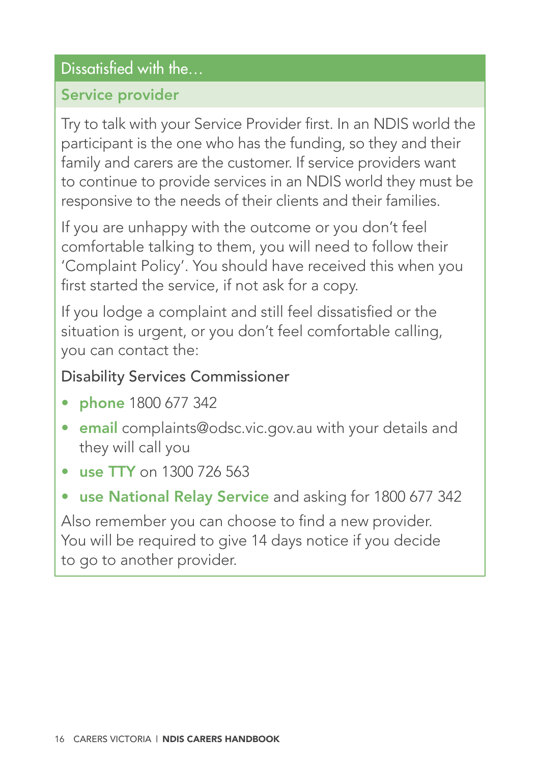## Dissatisfied with the…

### Service provider

Try to talk with your Service Provider first. In an NDIS world the participant is the one who has the funding, so they and their family and carers are the customer. If service providers want to continue to provide services in an NDIS world they must be responsive to the needs of their clients and their families.

If you are unhappy with the outcome or you don't feel comfortable talking to them, you will need to follow their 'Complaint Policy'. You should have received this when you first started the service, if not ask for a copy.

If you lodge a complaint and still feel dissatisfied or the situation is urgent, or you don't feel comfortable calling, you can contact the:

Disability Services Commissioner

- **phone** 1800 677 342
- **email** complaints@odsc.vic.gov.au with your details and they will call you
- **use TTY** on 1300 726 563
- **use National Relay Service** and asking for 1800 677 342

Also remember you can choose to find a new provider. You will be required to give 14 days notice if you decide to go to another provider.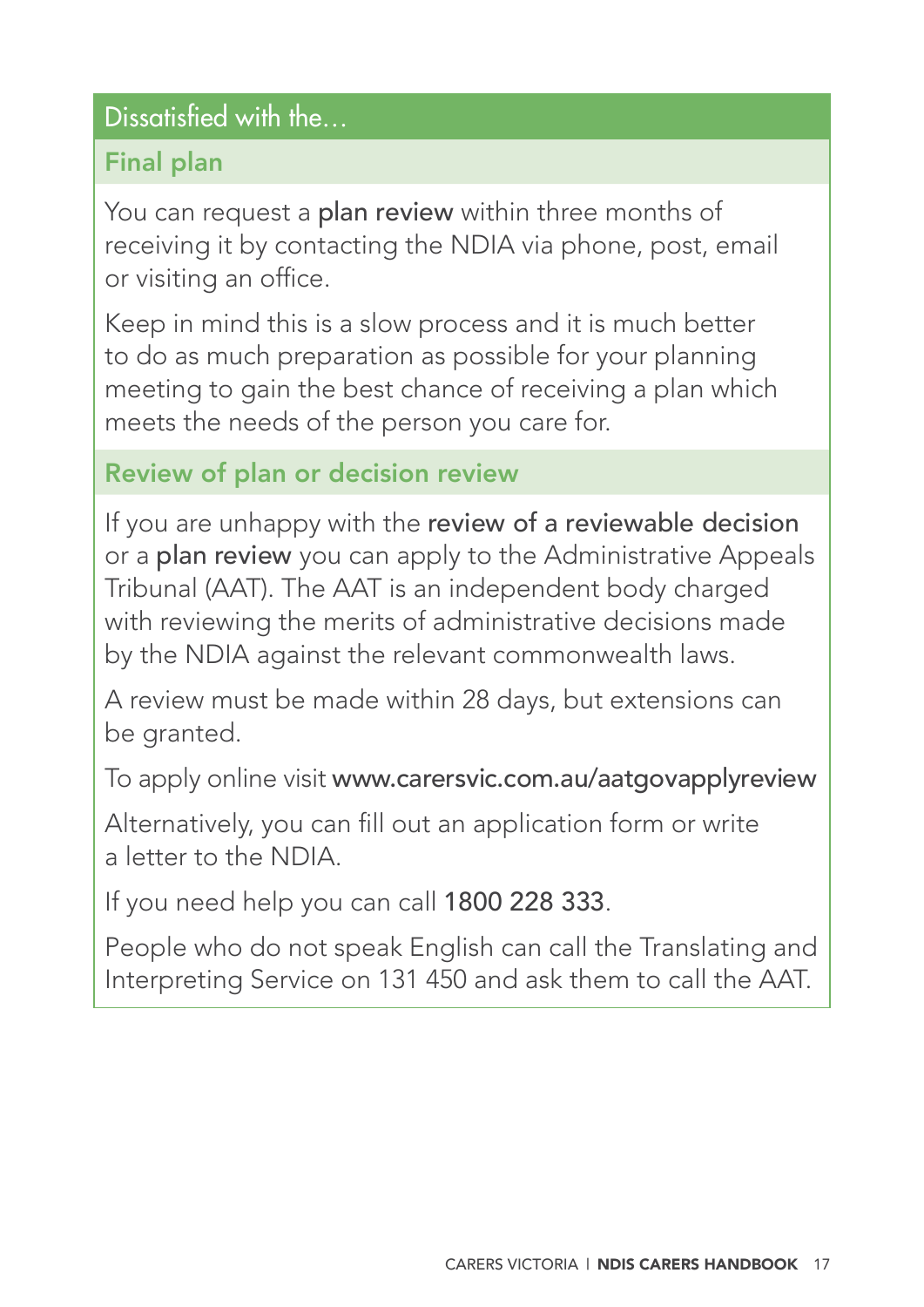## Dissatisfied with the…

### Final plan

You can request a **plan review** within three months of receiving it by contacting the NDIA via phone, post, email or visiting an office.

Keep in mind this is a slow process and it is much better to do as much preparation as possible for your planning meeting to gain the best chance of receiving a plan which meets the needs of the person you care for.

### Review of plan or decision review

If you are unhappy with the **review of a reviewable decision** or a **plan review** you can apply to the Administrative Appeals Tribunal (AAT). The AAT is an independent body charged with reviewing the merits of administrative decisions made by the NDIA against the relevant commonwealth laws.

A review must be made within 28 days, but extensions can be granted.

To apply online visit **www.carersvic.com.au/aatgovapplyreview**

Alternatively, you can fill out an application form or write a letter to the NDIA.

If you need help you can call **1800 228 333**.

People who do not speak English can call the Translating and Interpreting Service on 131 450 and ask them to call the AAT.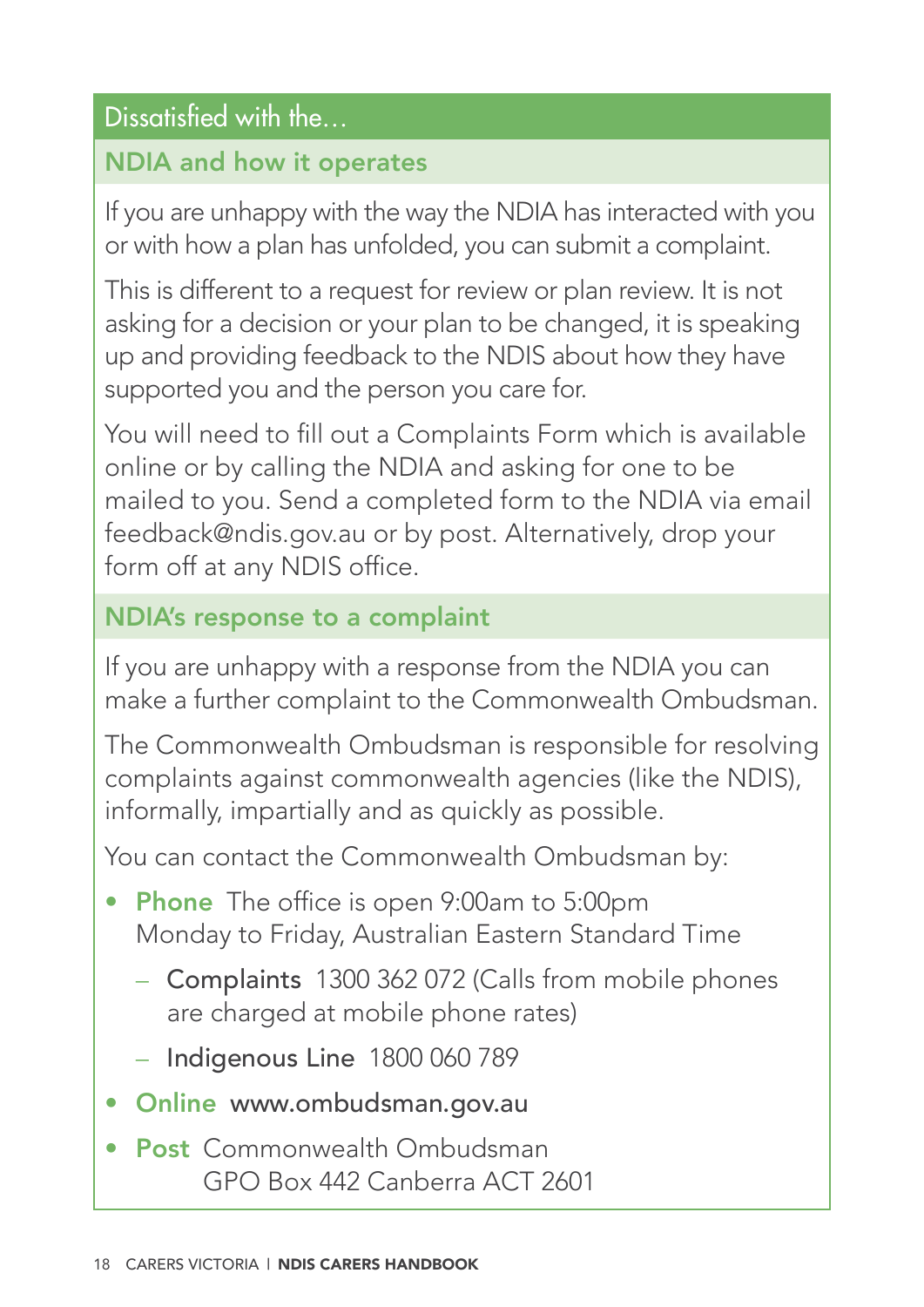## Dissatisfied with the…

### NDIA and how it operates

If you are unhappy with the way the NDIA has interacted with you or with how a plan has unfolded, you can submit a complaint.

This is different to a request for review or plan review. It is not asking for a decision or your plan to be changed, it is speaking up and providing feedback to the NDIS about how they have supported you and the person you care for.

You will need to fill out a Complaints Form which is available online or by calling the NDIA and asking for one to be mailed to you. Send a completed form to the NDIA via email feedback@ndis.gov.au or by post. Alternatively, drop your form off at any NDIS office.

### NDIA's response to a complaint

If you are unhappy with a response from the NDIA you can make a further complaint to the Commonwealth Ombudsman.

The Commonwealth Ombudsman is responsible for resolving complaints against commonwealth agencies (like the NDIS), informally, impartially and as quickly as possible.

You can contact the Commonwealth Ombudsman by:

- **Phone** The office is open 9:00am to 5:00pm Monday to Friday, Australian Eastern Standard Time
  - **Complaints** 1300 362 072 (Calls from mobile phones are charged at mobile phone rates)
  - **Indigenous Line** 1800 060 789
- **Online** www.ombudsman.gov.au
- **Post** Commonwealth Ombudsman
  GPO Box 442 Canberra ACT 2601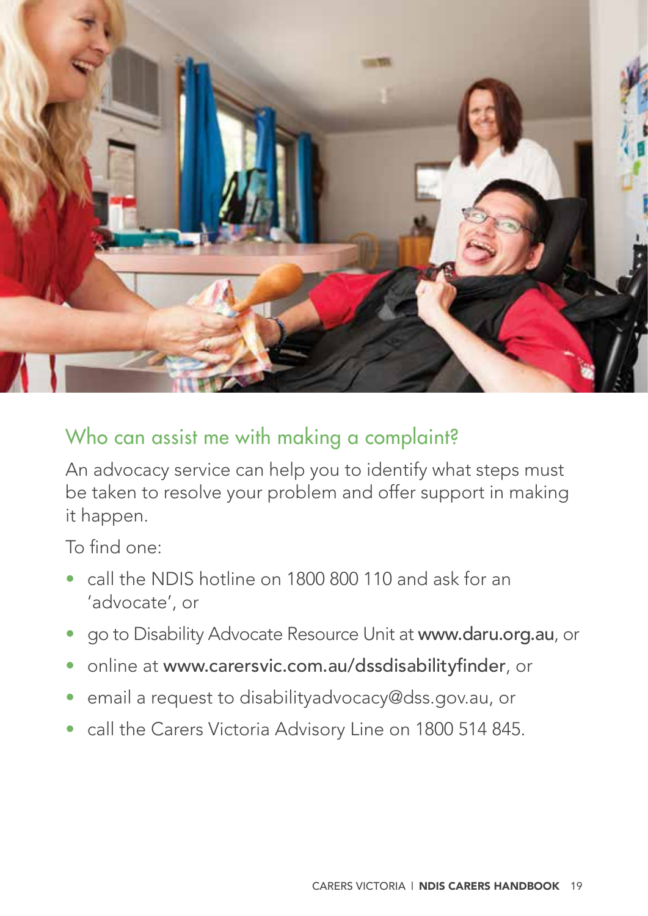## Who can assist me with making a complaint?

An advocacy service can help you to identify what steps must be taken to resolve your problem and offer support in making it happen.

To find one:

- call the NDIS hotline on 1800 800 110 and ask for an 'advocate', or
- go to Disability Advocate Resource Unit at **www.daru.org.au**, or
- online at **www.carersvic.com.au/dssdisabilityfinder**, or
- email a request to disabilityadvocacy@dss.gov.au, or
- call the Carers Victoria Advisory Line on 1800 514 845.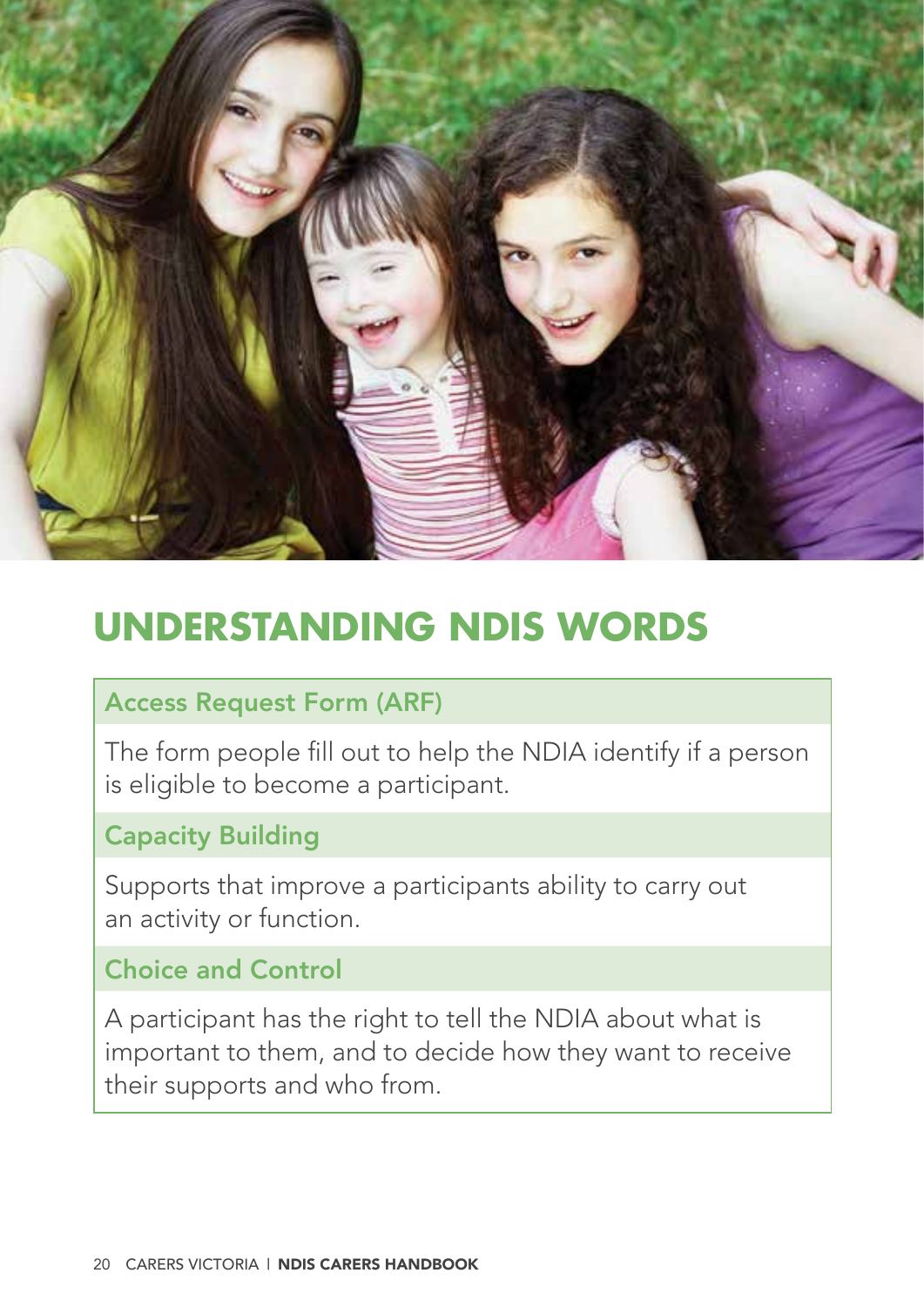# UNDERSTANDING NDIS WORDS

### Access Request Form (ARF)

The form people fill out to help the NDIA identify if a person is eligible to become a participant.

### Capacity Building

Supports that improve a participants ability to carry out an activity or function.

### Choice and Control

A participant has the right to tell the NDIA about what is important to them, and to decide how they want to receive their supports and who from.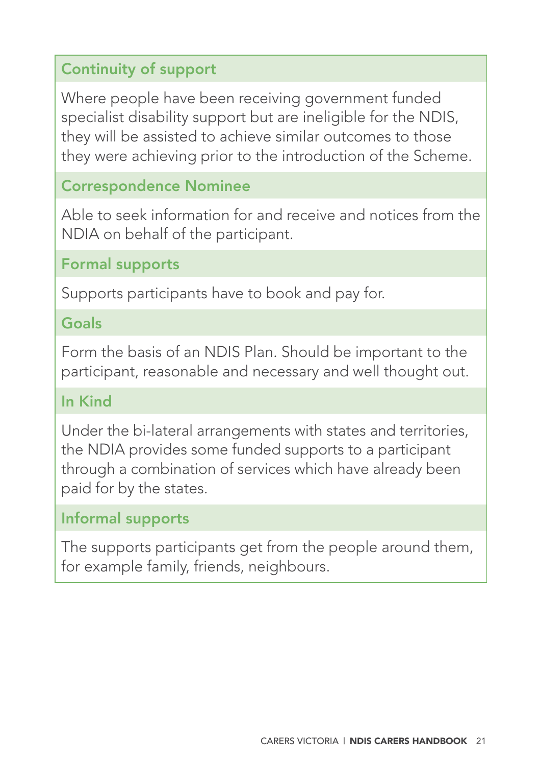### Continuity of support

Where people have been receiving government funded specialist disability support but are ineligible for the NDIS, they will be assisted to achieve similar outcomes to those they were achieving prior to the introduction of the Scheme.

### Correspondence Nominee

Able to seek information for and receive and notices from the NDIA on behalf of the participant.

### Formal supports

Supports participants have to book and pay for.

### Goals

Form the basis of an NDIS Plan. Should be important to the participant, reasonable and necessary and well thought out.

### In Kind

Under the bi-lateral arrangements with states and territories, the NDIA provides some funded supports to a participant through a combination of services which have already been paid for by the states.

### Informal supports

The supports participants get from the people around them, for example family, friends, neighbours.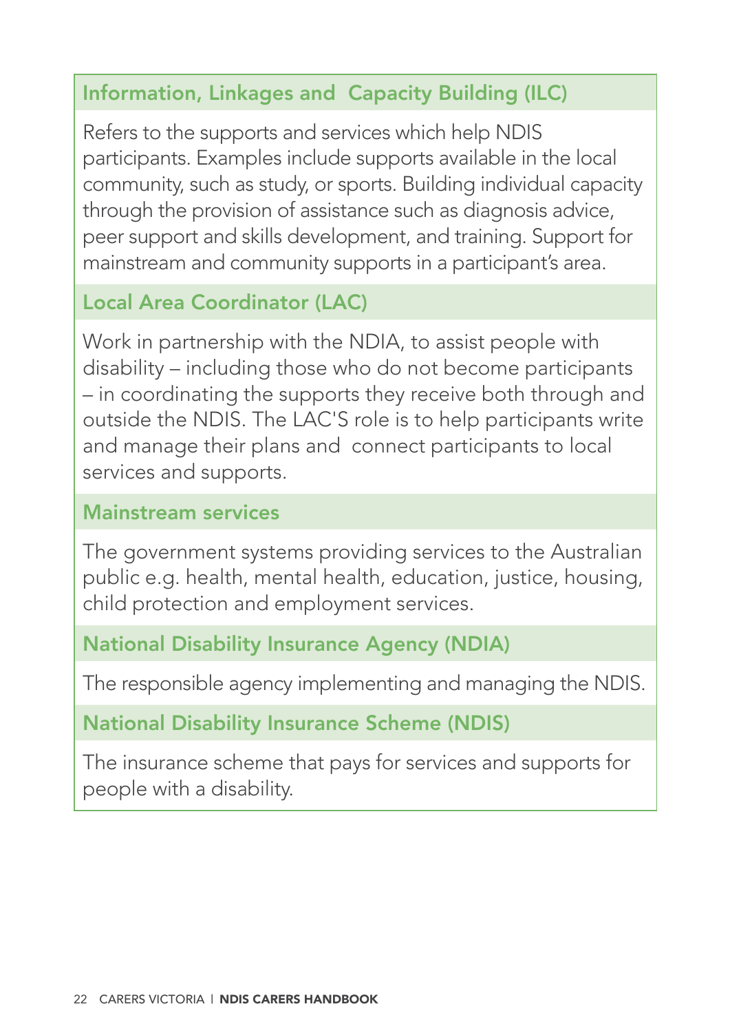### Information, Linkages and Capacity Building (ILC)

Refers to the supports and services which help NDIS participants. Examples include supports available in the local community, such as study, or sports. Building individual capacity through the provision of assistance such as diagnosis advice, peer support and skills development, and training. Support for mainstream and community supports in a participant's area.

### Local Area Coordinator (LAC)

Work in partnership with the NDIA, to assist people with disability – including those who do not become participants – in coordinating the supports they receive both through and outside the NDIS. The LAC'S role is to help participants write and manage their plans and connect participants to local services and supports.

### Mainstream services

The government systems providing services to the Australian public e.g. health, mental health, education, justice, housing, child protection and employment services.

### National Disability Insurance Agency (NDIA)

The responsible agency implementing and managing the NDIS.

### National Disability Insurance Scheme (NDIS)

The insurance scheme that pays for services and supports for people with a disability.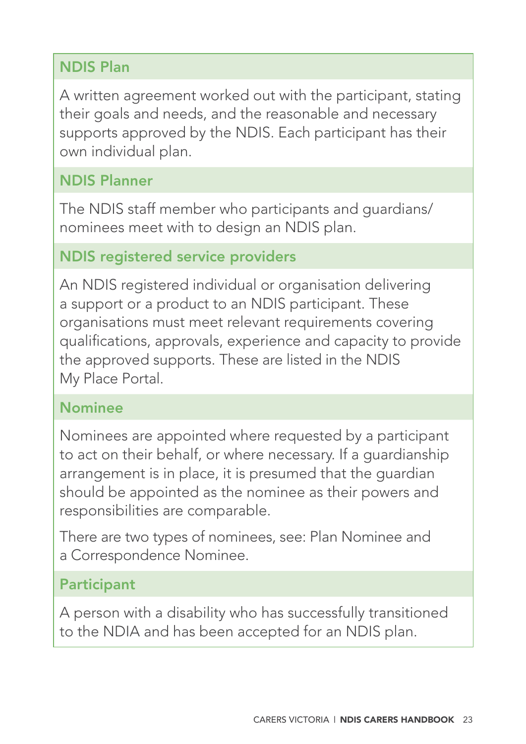### NDIS Plan

A written agreement worked out with the participant, stating their goals and needs, and the reasonable and necessary supports approved by the NDIS. Each participant has their own individual plan.

### NDIS Planner

The NDIS staff member who participants and guardians/nominees meet with to design an NDIS plan.

### NDIS registered service providers

An NDIS registered individual or organisation delivering a support or a product to an NDIS participant. These organisations must meet relevant requirements covering qualifications, approvals, experience and capacity to provide the approved supports. These are listed in the NDIS My Place Portal.

### Nominee

Nominees are appointed where requested by a participant to act on their behalf, or where necessary. If a guardianship arrangement is in place, it is presumed that the guardian should be appointed as the nominee as their powers and responsibilities are comparable.

There are two types of nominees, see: Plan Nominee and a Correspondence Nominee.

### Participant

A person with a disability who has successfully transitioned to the NDIA and has been accepted for an NDIS plan.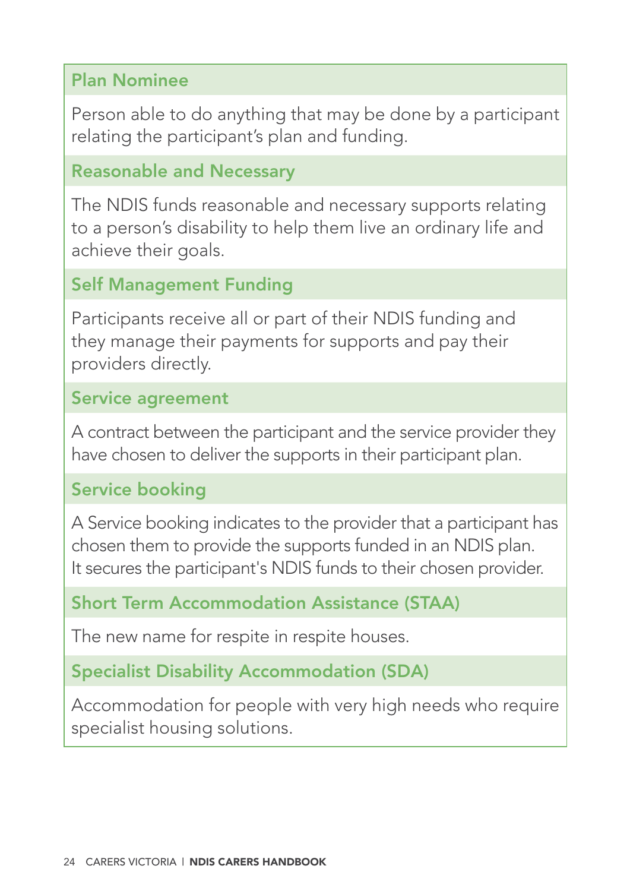**Plan Nominee**

Person able to do anything that may be done by a participant relating the participant's plan and funding.

**Reasonable and Necessary**

The NDIS funds reasonable and necessary supports relating to a person's disability to help them live an ordinary life and achieve their goals.

**Self Management Funding**

Participants receive all or part of their NDIS funding and they manage their payments for supports and pay their providers directly.

**Service agreement**

A contract between the participant and the service provider they have chosen to deliver the supports in their participant plan.

**Service booking**

A Service booking indicates to the provider that a participant has chosen them to provide the supports funded in an NDIS plan. It secures the participant's NDIS funds to their chosen provider.

**Short Term Accommodation Assistance (STAA)**

The new name for respite in respite houses.

**Specialist Disability Accommodation (SDA)**

Accommodation for people with very high needs who require specialist housing solutions.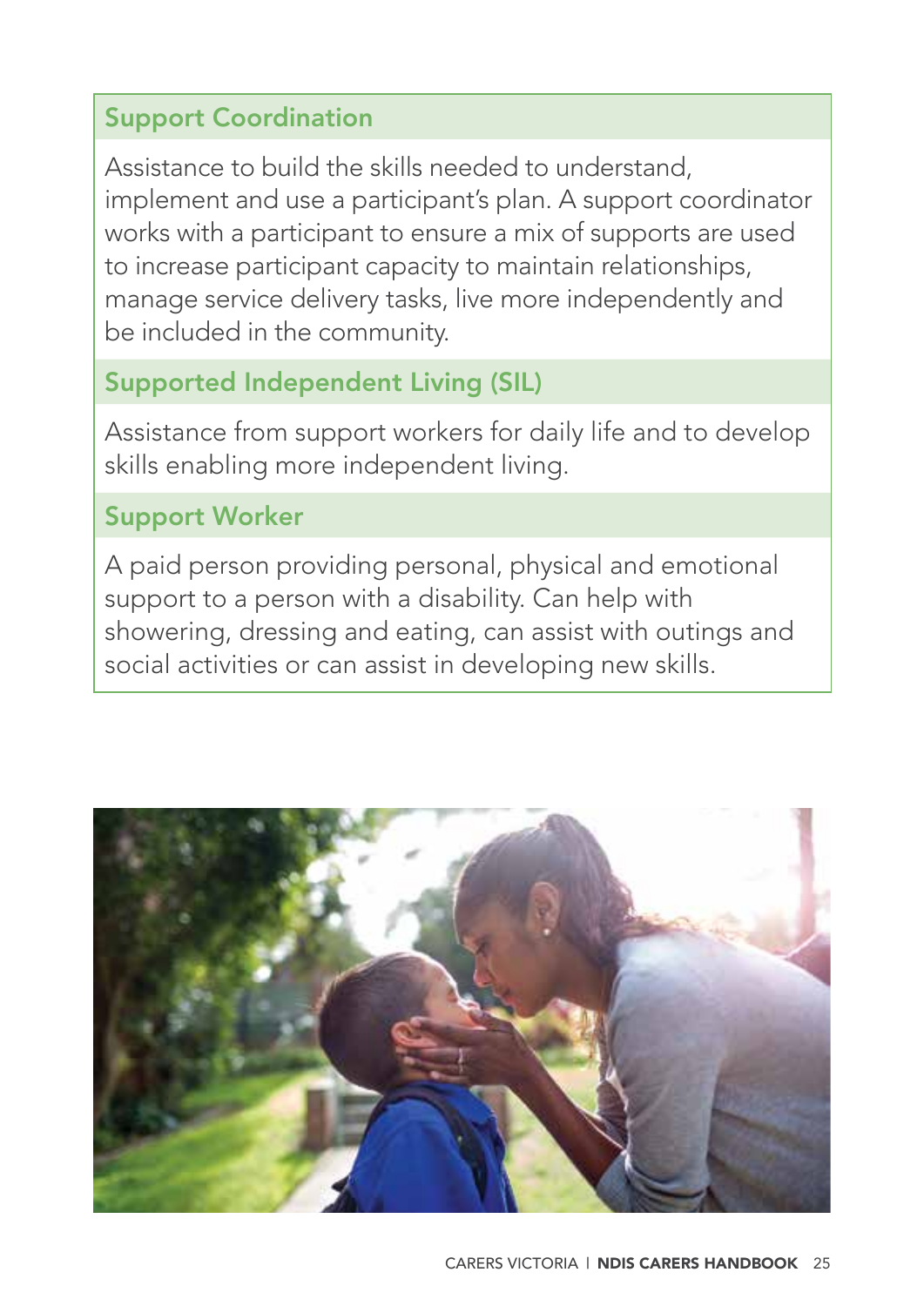### Support Coordination

Assistance to build the skills needed to understand, implement and use a participant's plan. A support coordinator works with a participant to ensure a mix of supports are used to increase participant capacity to maintain relationships, manage service delivery tasks, live more independently and be included in the community.

### Supported Independent Living (SIL)

Assistance from support workers for daily life and to develop skills enabling more independent living.

### Support Worker

A paid person providing personal, physical and emotional support to a person with a disability. Can help with showering, dressing and eating, can assist with outings and social activities or can assist in developing new skills.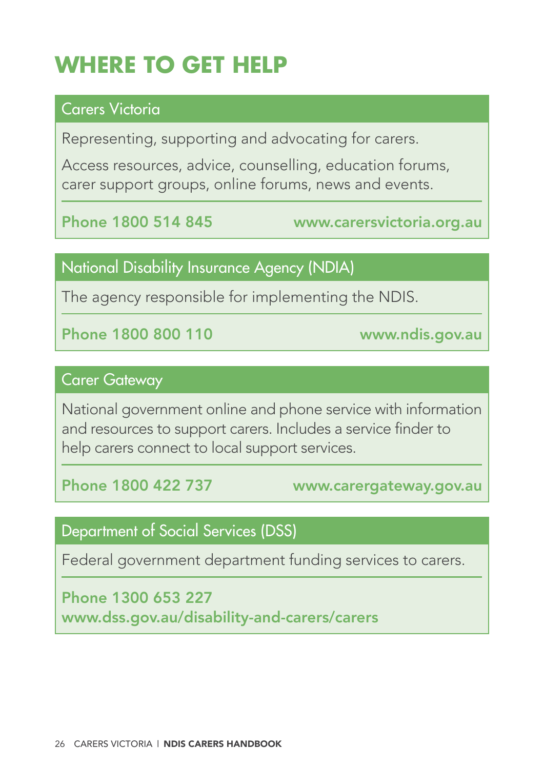# WHERE TO GET HELP

## Carers Victoria

Representing, supporting and advocating for carers.

Access resources, advice, counselling, education forums, carer support groups, online forums, news and events.

**Phone 1800 514 845** **www.carersvictoria.org.au**

## National Disability Insurance Agency (NDIA)

The agency responsible for implementing the NDIS.

**Phone 1800 800 110** **www.ndis.gov.au**

## Carer Gateway

National government online and phone service with information and resources to support carers. Includes a service finder to help carers connect to local support services.

**Phone 1800 422 737** **www.carergateway.gov.au**

## Department of Social Services (DSS)

Federal government department funding services to carers.

**Phone 1300 653 227**
**www.dss.gov.au/disability-and-carers/carers**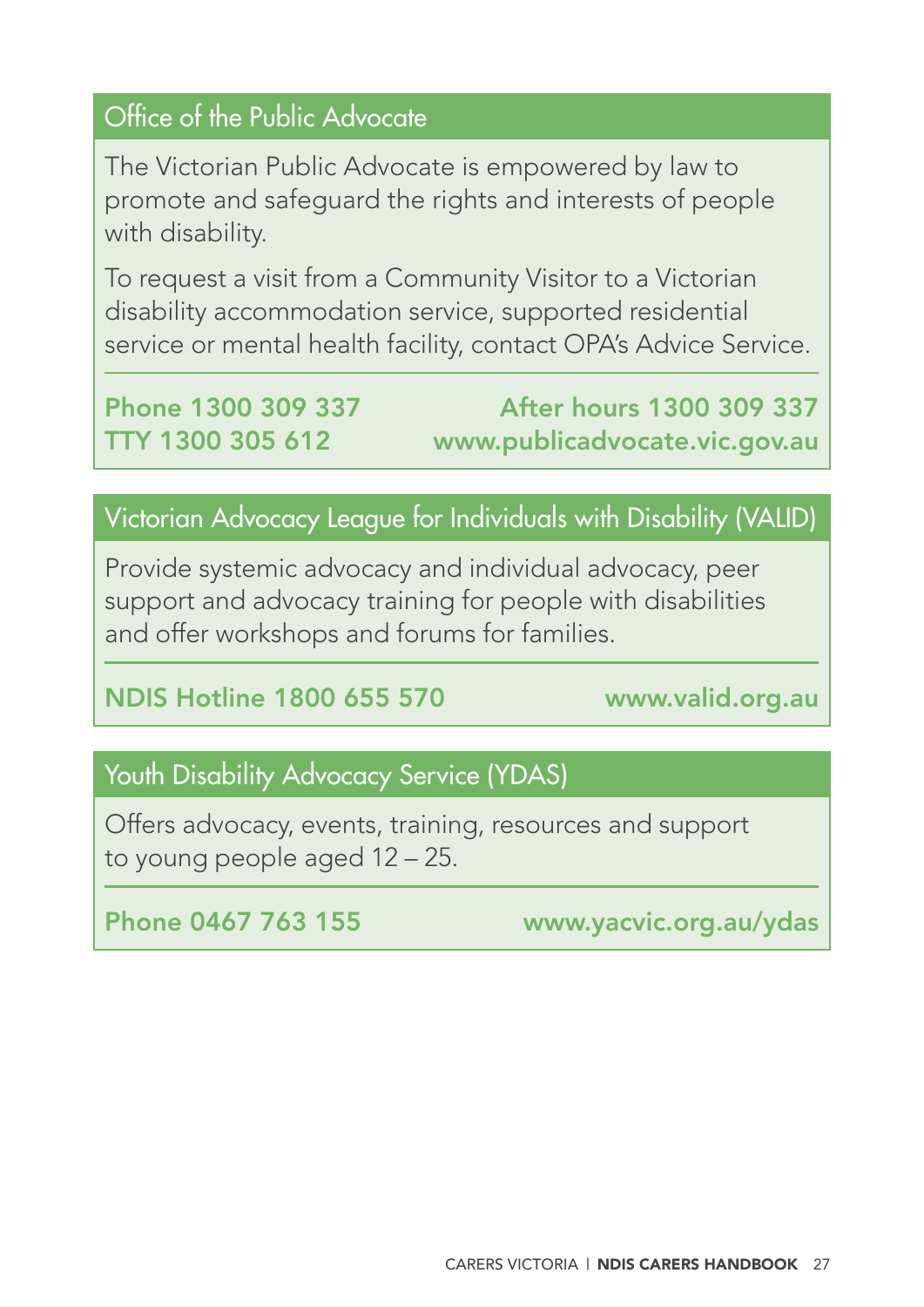## Office of the Public Advocate

The Victorian Public Advocate is empowered by law to promote and safeguard the rights and interests of people with disability.

To request a visit from a Community Visitor to a Victorian disability accommodation service, supported residential service or mental health facility, contact OPA's Advice Service.

**Phone 1300 309 337**
**After hours 1300 309 337**
**TTY 1300 305 612**
**www.publicadvocate.vic.gov.au**

## Victorian Advocacy League for Individuals with Disability (VALID)

Provide systemic advocacy and individual advocacy, peer support and advocacy training for people with disabilities and offer workshops and forums for families.

**NDIS Hotline 1800 655 570**
**www.valid.org.au**

## Youth Disability Advocacy Service (YDAS)

Offers advocacy, events, training, resources and support to young people aged 12 – 25.

**Phone 0467 763 155**
**www.yacvic.org.au/ydas**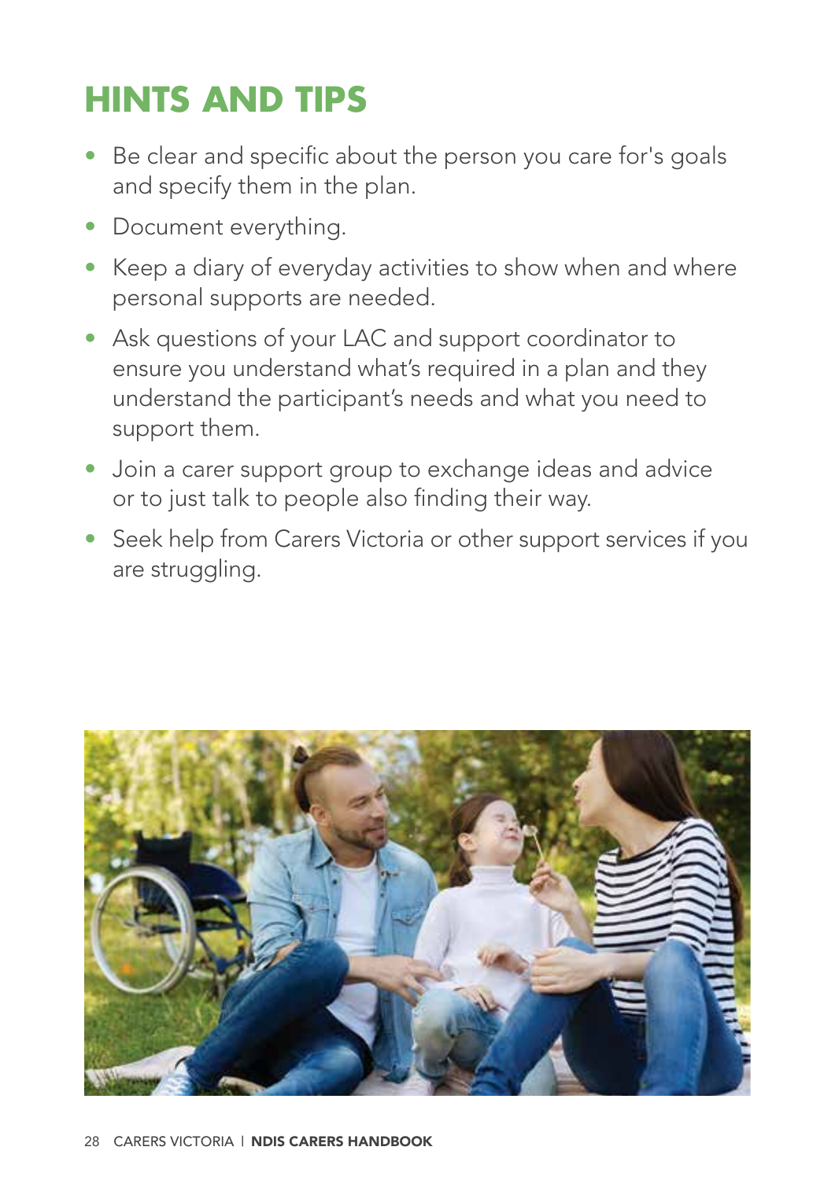# HINTS AND TIPS

- Be clear and specific about the person you care for's goals and specify them in the plan.
- Document everything.
- Keep a diary of everyday activities to show when and where personal supports are needed.
- Ask questions of your LAC and support coordinator to ensure you understand what's required in a plan and they understand the participant's needs and what you need to support them.
- Join a carer support group to exchange ideas and advice or to just talk to people also finding their way.
- Seek help from Carers Victoria or other support services if you are struggling.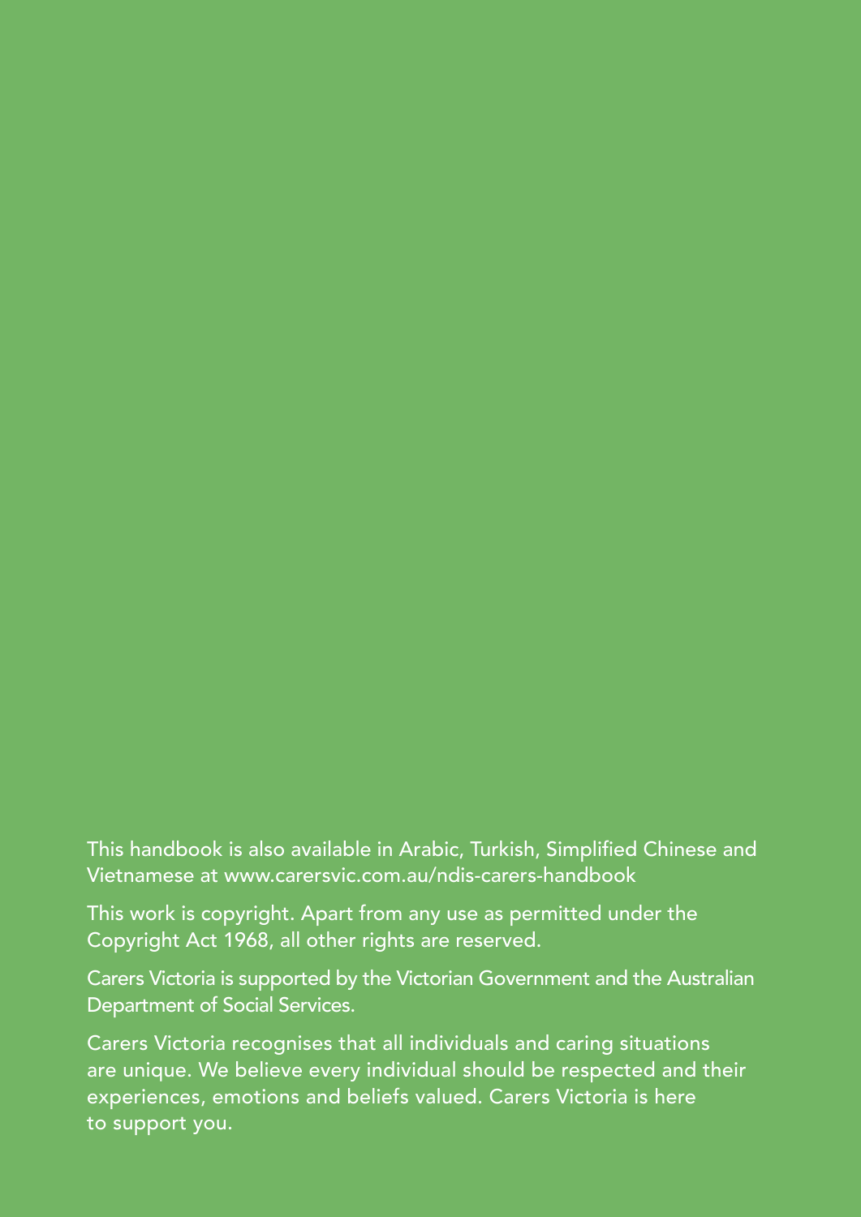This handbook is also available in Arabic, Turkish, Simplified Chinese and Vietnamese at www.carersvic.com.au/ndis-carers-handbook

This work is copyright. Apart from any use as permitted under the Copyright Act 1968, all other rights are reserved.

Carers Victoria is supported by the Victorian Government and the Australian Department of Social Services.

Carers Victoria recognises that all individuals and caring situations are unique. We believe every individual should be respected and their experiences, emotions and beliefs valued. Carers Victoria is here to support you.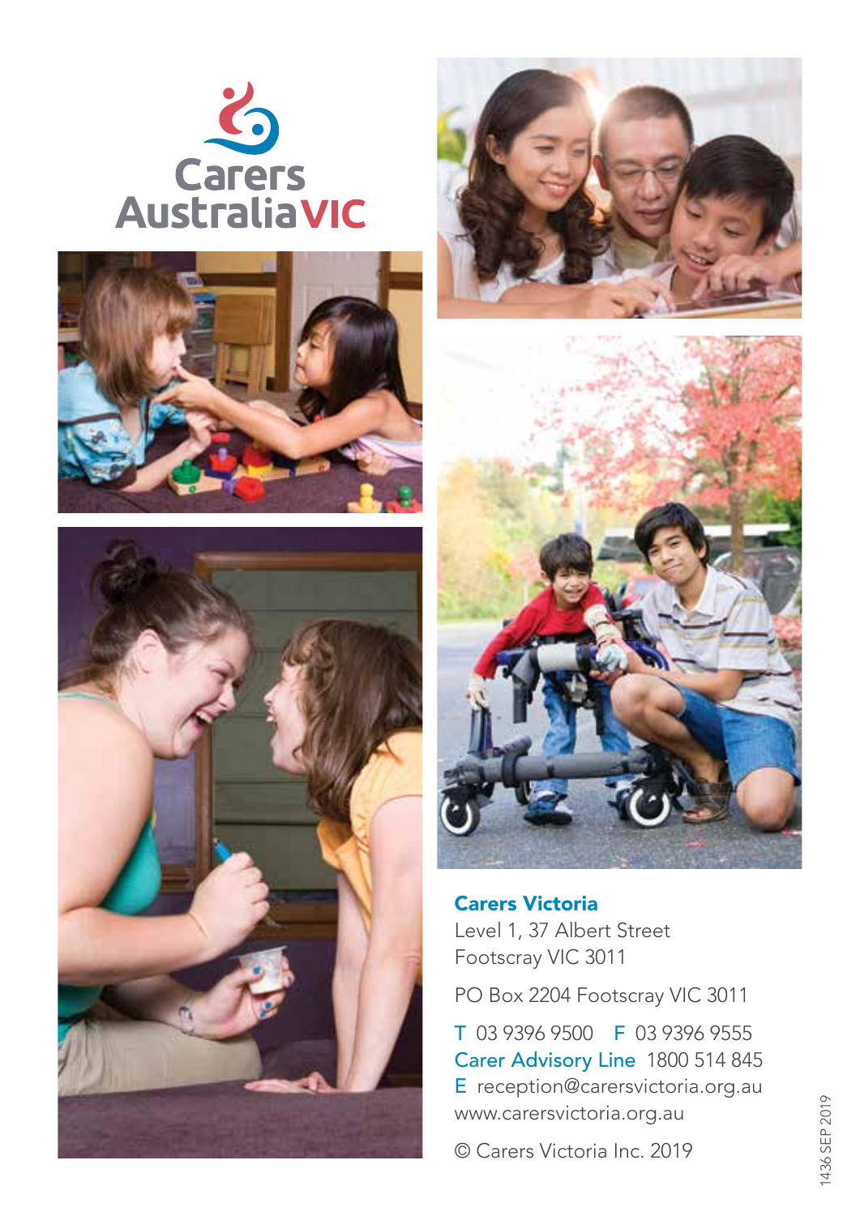Carers Australia VIC

**Carers Victoria**
Level 1, 37 Albert Street
Footscray VIC 3011

PO Box 2204 Footscray VIC 3011

T 03 9396 9500 F 03 9396 9555
Carer Advisory Line 1800 514 845
E reception@carersvictoria.org.au
www.carersvictoria.org.au

© Carers Victoria Inc. 2019

1436 SEP 2019